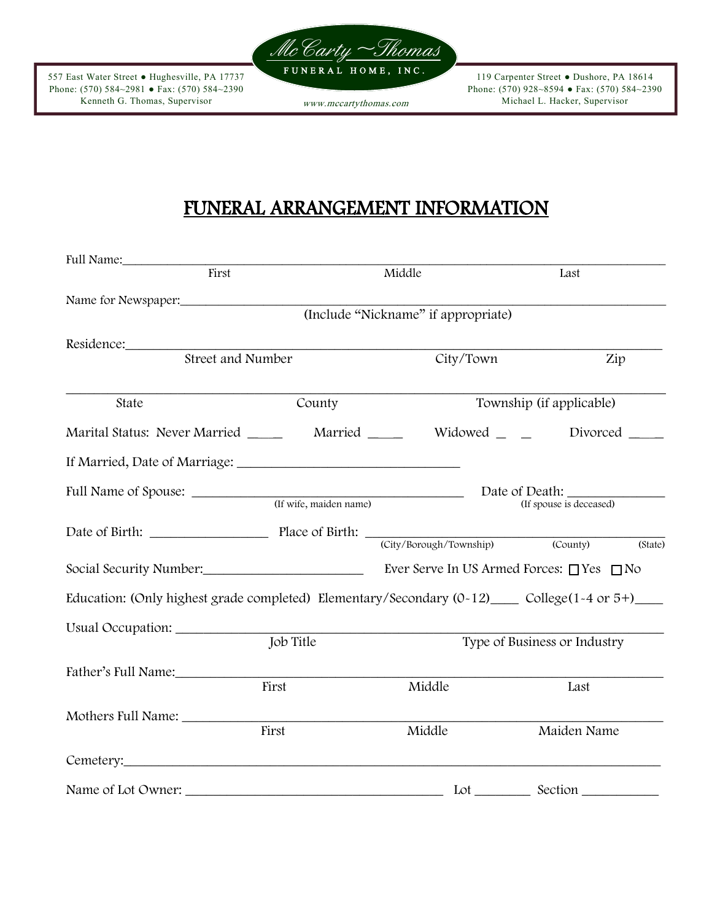557 East Water Street ● Hughesville, PA 17737
Phone: (570) 584~2981 ● Fax: (570) 584~2390
Kenneth G. Thomas, Supervisor

**McCarty~Thomas**
FUNERAL HOME, INC.
www.mccartythomas.com

119 Carpenter Street ● Dushore, PA 18614
Phone: (570) 928~8594 ● Fax: (570) 584~2390
Michael L. Hacker, Supervisor

# FUNERAL ARRANGEMENT INFORMATION

Full Name:_______________________________________________________________
First Middle Last

Name for Newspaper:_______________________________________________________
(Include "Nickname" if appropriate)

Residence:________________________________________________________________
Street and Number City/Town Zip

__________________________________________________________________________
State County Township (if applicable)

Marital Status: Never Married _____ Married _____ Widowed _ _ Divorced _____

If Married, Date of Marriage: ________________________________

Full Name of Spouse: ______________________________________ Date of Death: ______________
(If wife, maiden name) (If spouse is deceased)

Date of Birth: _________________ Place of Birth: ____________________________________________
(City/Borough/Township) (County) (State)

Social Security Number:________________________ Ever Serve In US Armed Forces: ☐ Yes ☐ No

Education: (Only highest grade completed) Elementary/Secondary (0-12)____ College(1-4 or 5+)____

Usual Occupation: _________________________________________________________
Job Title Type of Business or Industry

Father's Full Name:________________________________________________________
First Middle Last

Mothers Full Name: ________________________________________________________
First Middle Maiden Name

Cemetery:_________________________________________________________________

Name of Lot Owner: ______________________________________ Lot ________ Section ___________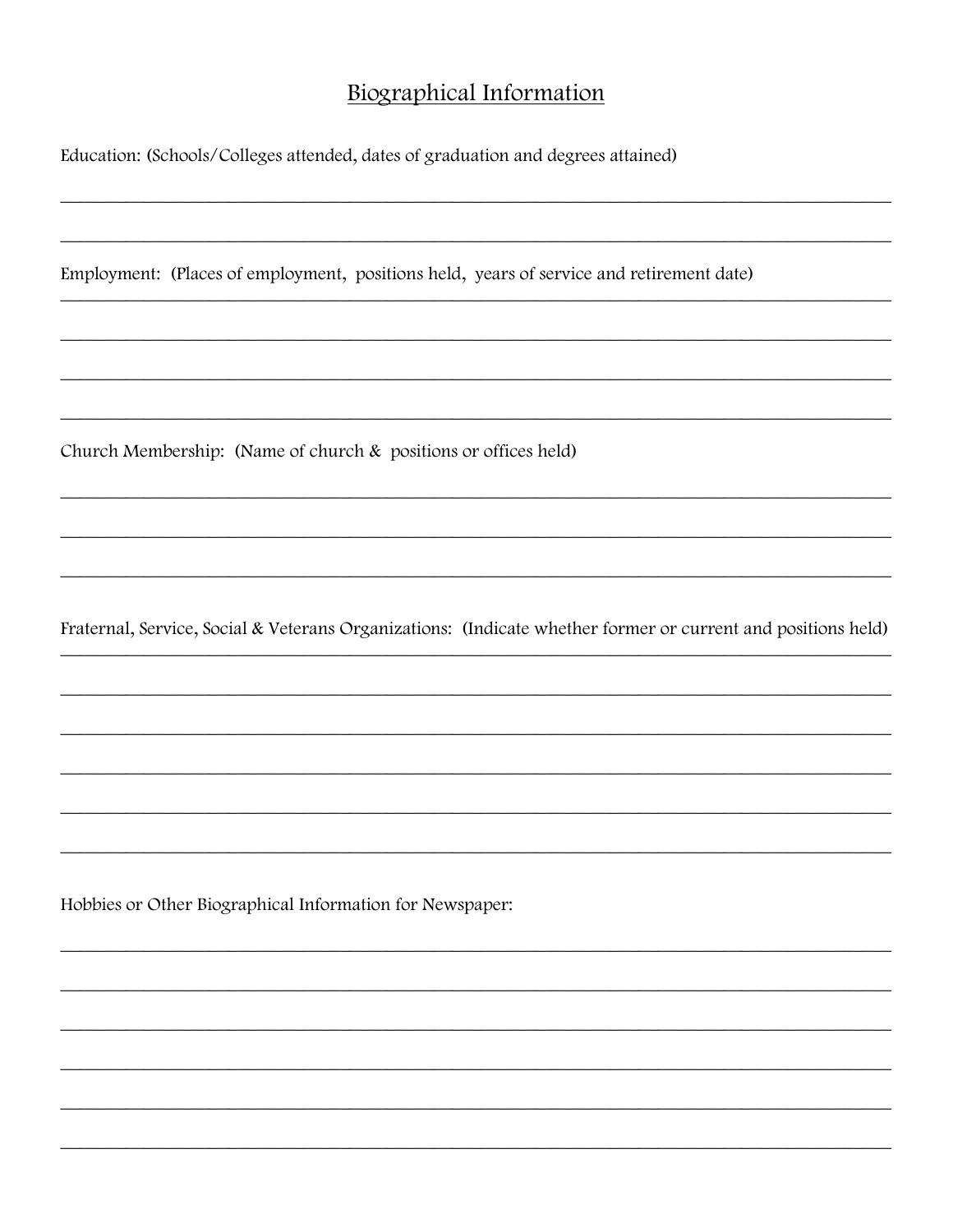## Biographical Information

Education: (Schools/Colleges attended, dates of graduation and degrees attained)

\_\_\_\_\_\_\_\_\_\_\_\_\_\_\_\_\_\_\_\_\_\_\_\_\_\_\_\_\_\_\_\_\_\_\_\_\_\_\_\_\_\_\_\_\_\_\_\_\_\_\_\_\_\_\_\_\_\_\_\_\_\_\_\_\_\_\_\_\_\_\_\_\_\_\_\_\_\_

\_\_\_\_\_\_\_\_\_\_\_\_\_\_\_\_\_\_\_\_\_\_\_\_\_\_\_\_\_\_\_\_\_\_\_\_\_\_\_\_\_\_\_\_\_\_\_\_\_\_\_\_\_\_\_\_\_\_\_\_\_\_\_\_\_\_\_\_\_\_\_\_\_\_\_\_\_\_

Employment: (Places of employment, positions held, years of service and retirement date)

\_\_\_\_\_\_\_\_\_\_\_\_\_\_\_\_\_\_\_\_\_\_\_\_\_\_\_\_\_\_\_\_\_\_\_\_\_\_\_\_\_\_\_\_\_\_\_\_\_\_\_\_\_\_\_\_\_\_\_\_\_\_\_\_\_\_\_\_\_\_\_\_\_\_\_\_\_\_

\_\_\_\_\_\_\_\_\_\_\_\_\_\_\_\_\_\_\_\_\_\_\_\_\_\_\_\_\_\_\_\_\_\_\_\_\_\_\_\_\_\_\_\_\_\_\_\_\_\_\_\_\_\_\_\_\_\_\_\_\_\_\_\_\_\_\_\_\_\_\_\_\_\_\_\_\_\_

\_\_\_\_\_\_\_\_\_\_\_\_\_\_\_\_\_\_\_\_\_\_\_\_\_\_\_\_\_\_\_\_\_\_\_\_\_\_\_\_\_\_\_\_\_\_\_\_\_\_\_\_\_\_\_\_\_\_\_\_\_\_\_\_\_\_\_\_\_\_\_\_\_\_\_\_\_\_

\_\_\_\_\_\_\_\_\_\_\_\_\_\_\_\_\_\_\_\_\_\_\_\_\_\_\_\_\_\_\_\_\_\_\_\_\_\_\_\_\_\_\_\_\_\_\_\_\_\_\_\_\_\_\_\_\_\_\_\_\_\_\_\_\_\_\_\_\_\_\_\_\_\_\_\_\_\_

Church Membership: (Name of church & positions or offices held)

\_\_\_\_\_\_\_\_\_\_\_\_\_\_\_\_\_\_\_\_\_\_\_\_\_\_\_\_\_\_\_\_\_\_\_\_\_\_\_\_\_\_\_\_\_\_\_\_\_\_\_\_\_\_\_\_\_\_\_\_\_\_\_\_\_\_\_\_\_\_\_\_\_\_\_\_\_\_

\_\_\_\_\_\_\_\_\_\_\_\_\_\_\_\_\_\_\_\_\_\_\_\_\_\_\_\_\_\_\_\_\_\_\_\_\_\_\_\_\_\_\_\_\_\_\_\_\_\_\_\_\_\_\_\_\_\_\_\_\_\_\_\_\_\_\_\_\_\_\_\_\_\_\_\_\_\_

\_\_\_\_\_\_\_\_\_\_\_\_\_\_\_\_\_\_\_\_\_\_\_\_\_\_\_\_\_\_\_\_\_\_\_\_\_\_\_\_\_\_\_\_\_\_\_\_\_\_\_\_\_\_\_\_\_\_\_\_\_\_\_\_\_\_\_\_\_\_\_\_\_\_\_\_\_\_

Fraternal, Service, Social & Veterans Organizations: (Indicate whether former or current and positions held)

\_\_\_\_\_\_\_\_\_\_\_\_\_\_\_\_\_\_\_\_\_\_\_\_\_\_\_\_\_\_\_\_\_\_\_\_\_\_\_\_\_\_\_\_\_\_\_\_\_\_\_\_\_\_\_\_\_\_\_\_\_\_\_\_\_\_\_\_\_\_\_\_\_\_\_\_\_\_

\_\_\_\_\_\_\_\_\_\_\_\_\_\_\_\_\_\_\_\_\_\_\_\_\_\_\_\_\_\_\_\_\_\_\_\_\_\_\_\_\_\_\_\_\_\_\_\_\_\_\_\_\_\_\_\_\_\_\_\_\_\_\_\_\_\_\_\_\_\_\_\_\_\_\_\_\_\_

\_\_\_\_\_\_\_\_\_\_\_\_\_\_\_\_\_\_\_\_\_\_\_\_\_\_\_\_\_\_\_\_\_\_\_\_\_\_\_\_\_\_\_\_\_\_\_\_\_\_\_\_\_\_\_\_\_\_\_\_\_\_\_\_\_\_\_\_\_\_\_\_\_\_\_\_\_\_

\_\_\_\_\_\_\_\_\_\_\_\_\_\_\_\_\_\_\_\_\_\_\_\_\_\_\_\_\_\_\_\_\_\_\_\_\_\_\_\_\_\_\_\_\_\_\_\_\_\_\_\_\_\_\_\_\_\_\_\_\_\_\_\_\_\_\_\_\_\_\_\_\_\_\_\_\_\_

\_\_\_\_\_\_\_\_\_\_\_\_\_\_\_\_\_\_\_\_\_\_\_\_\_\_\_\_\_\_\_\_\_\_\_\_\_\_\_\_\_\_\_\_\_\_\_\_\_\_\_\_\_\_\_\_\_\_\_\_\_\_\_\_\_\_\_\_\_\_\_\_\_\_\_\_\_\_

\_\_\_\_\_\_\_\_\_\_\_\_\_\_\_\_\_\_\_\_\_\_\_\_\_\_\_\_\_\_\_\_\_\_\_\_\_\_\_\_\_\_\_\_\_\_\_\_\_\_\_\_\_\_\_\_\_\_\_\_\_\_\_\_\_\_\_\_\_\_\_\_\_\_\_\_\_\_

Hobbies or Other Biographical Information for Newspaper:

\_\_\_\_\_\_\_\_\_\_\_\_\_\_\_\_\_\_\_\_\_\_\_\_\_\_\_\_\_\_\_\_\_\_\_\_\_\_\_\_\_\_\_\_\_\_\_\_\_\_\_\_\_\_\_\_\_\_\_\_\_\_\_\_\_\_\_\_\_\_\_\_\_\_\_\_\_\_

\_\_\_\_\_\_\_\_\_\_\_\_\_\_\_\_\_\_\_\_\_\_\_\_\_\_\_\_\_\_\_\_\_\_\_\_\_\_\_\_\_\_\_\_\_\_\_\_\_\_\_\_\_\_\_\_\_\_\_\_\_\_\_\_\_\_\_\_\_\_\_\_\_\_\_\_\_\_

\_\_\_\_\_\_\_\_\_\_\_\_\_\_\_\_\_\_\_\_\_\_\_\_\_\_\_\_\_\_\_\_\_\_\_\_\_\_\_\_\_\_\_\_\_\_\_\_\_\_\_\_\_\_\_\_\_\_\_\_\_\_\_\_\_\_\_\_\_\_\_\_\_\_\_\_\_\_

\_\_\_\_\_\_\_\_\_\_\_\_\_\_\_\_\_\_\_\_\_\_\_\_\_\_\_\_\_\_\_\_\_\_\_\_\_\_\_\_\_\_\_\_\_\_\_\_\_\_\_\_\_\_\_\_\_\_\_\_\_\_\_\_\_\_\_\_\_\_\_\_\_\_\_\_\_\_

\_\_\_\_\_\_\_\_\_\_\_\_\_\_\_\_\_\_\_\_\_\_\_\_\_\_\_\_\_\_\_\_\_\_\_\_\_\_\_\_\_\_\_\_\_\_\_\_\_\_\_\_\_\_\_\_\_\_\_\_\_\_\_\_\_\_\_\_\_\_\_\_\_\_\_\_\_\_

\_\_\_\_\_\_\_\_\_\_\_\_\_\_\_\_\_\_\_\_\_\_\_\_\_\_\_\_\_\_\_\_\_\_\_\_\_\_\_\_\_\_\_\_\_\_\_\_\_\_\_\_\_\_\_\_\_\_\_\_\_\_\_\_\_\_\_\_\_\_\_\_\_\_\_\_\_\_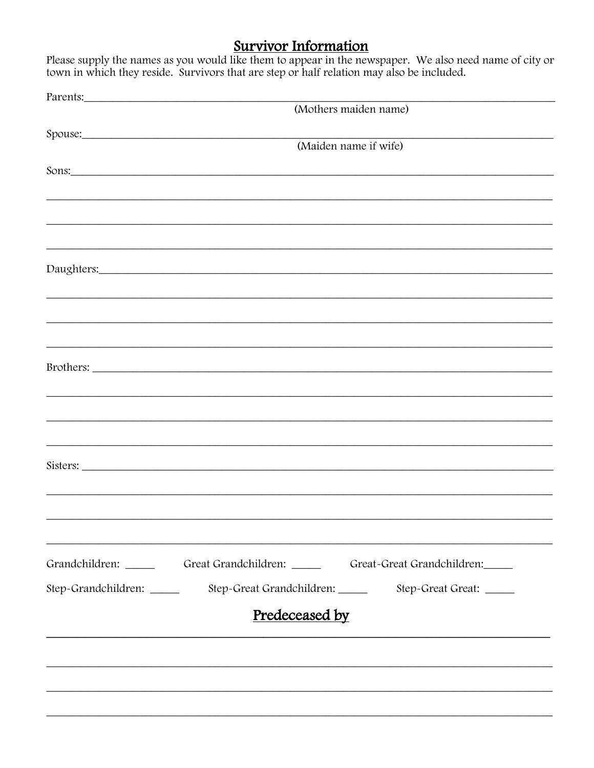## Survivor Information

Please supply the names as you would like them to appear in the newspaper. We also need name of city or town in which they reside. Survivors that are step or half relation may also be included.

Parents:_______________________________________________________________________________

(Mothers maiden name)

Spouse:_______________________________________________________________________________

(Maiden name if wife)

Sons:_________________________________________________________________________________

______________________________________________________________________________________

______________________________________________________________________________________

______________________________________________________________________________________

Daughters:____________________________________________________________________________

______________________________________________________________________________________

______________________________________________________________________________________

______________________________________________________________________________________

Brothers: _____________________________________________________________________________

______________________________________________________________________________________

______________________________________________________________________________________

______________________________________________________________________________________

Sisters: ______________________________________________________________________________

______________________________________________________________________________________

______________________________________________________________________________________

______________________________________________________________________________________

Grandchildren: _____ Great Grandchildren: _____ Great-Great Grandchildren:_____

Step-Grandchildren: _____ Step-Great Grandchildren: _____ Step-Great Great: _____

## Predeceased by

______________________________________________________________________________________

______________________________________________________________________________________

______________________________________________________________________________________

______________________________________________________________________________________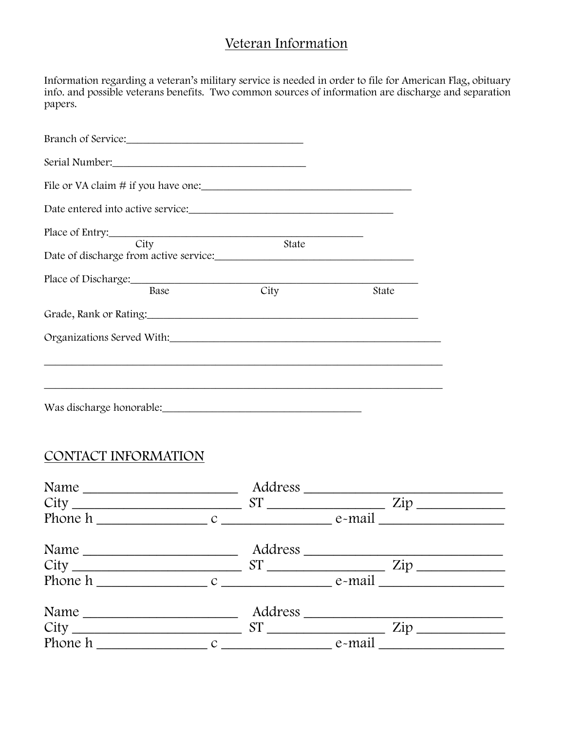# Veteran Information

Information regarding a veteran's military service is needed in order to file for American Flag, obituary info. and possible veterans benefits. Two common sources of information are discharge and separation papers.

Branch of Service:_______________________________

Serial Number:__________________________________

File or VA claim # if you have one:_____________________________________

Date entered into active service:_____________________________________

Place of Entry:____________________________________________
City State

Date of discharge from active service:____________________________________

Place of Discharge:____________________________________________________
Base City State

Grade, Rank or Rating:_______________________________________________

Organizations Served With:_____________________________________________

_________________________________________________________________________

_________________________________________________________________________

Was discharge honorable:___________________________________

## CONTACT INFORMATION

Name _____________________ Address ___________________________
City _______________________ ST _______________ Zip ___________
Phone h _______________ c _______________ e-mail _________________

Name _____________________ Address ___________________________
City _______________________ ST _______________ Zip ___________
Phone h _______________ c _______________ e-mail _________________

Name _____________________ Address ___________________________
City _______________________ ST _______________ Zip ___________
Phone h _______________ c _______________ e-mail _________________